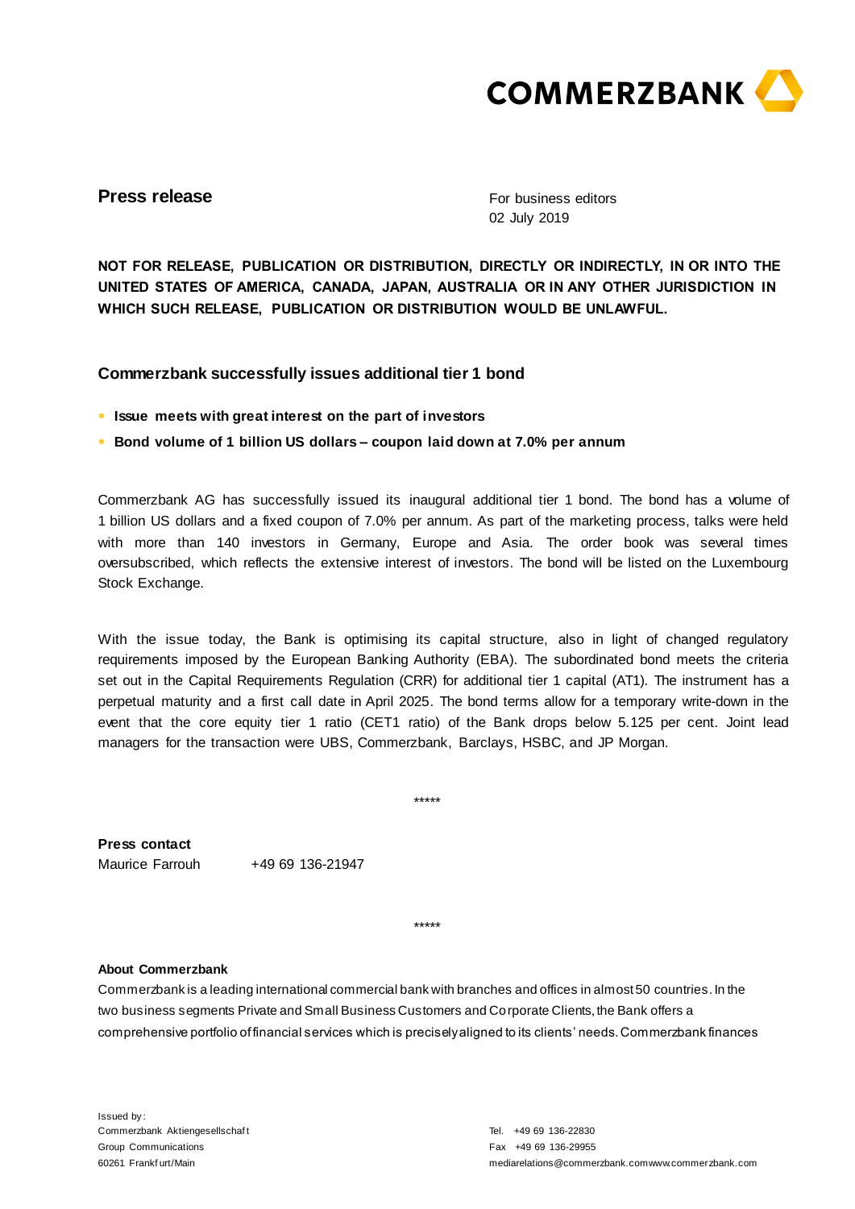**Press release**

For business editors
02 July 2019

**NOT FOR RELEASE, PUBLICATION OR DISTRIBUTION, DIRECTLY OR INDIRECTLY, IN OR INTO THE UNITED STATES OF AMERICA, CANADA, JAPAN, AUSTRALIA OR IN ANY OTHER JURISDICTION IN WHICH SUCH RELEASE, PUBLICATION OR DISTRIBUTION WOULD BE UNLAWFUL.**

## Commerzbank successfully issues additional tier 1 bond

- **Issue meets with great interest on the part of investors**
- **Bond volume of 1 billion US dollars – coupon laid down at 7.0% per annum**

Commerzbank AG has successfully issued its inaugural additional tier 1 bond. The bond has a volume of 1 billion US dollars and a fixed coupon of 7.0% per annum. As part of the marketing process, talks were held with more than 140 investors in Germany, Europe and Asia. The order book was several times oversubscribed, which reflects the extensive interest of investors. The bond will be listed on the Luxembourg Stock Exchange.

With the issue today, the Bank is optimising its capital structure, also in light of changed regulatory requirements imposed by the European Banking Authority (EBA). The subordinated bond meets the criteria set out in the Capital Requirements Regulation (CRR) for additional tier 1 capital (AT1). The instrument has a perpetual maturity and a first call date in April 2025. The bond terms allow for a temporary write-down in the event that the core equity tier 1 ratio (CET1 ratio) of the Bank drops below 5.125 per cent. Joint lead managers for the transaction were UBS, Commerzbank, Barclays, HSBC, and JP Morgan.

*****

**Press contact**
Maurice Farrouh +49 69 136-21947

*****

**About Commerzbank**
Commerzbank is a leading international commercial bank with branches and offices in almost 50 countries. In the two business segments Private and Small Business Customers and Corporate Clients, the Bank offers a comprehensive portfolio of financial services which is precisely aligned to its clients' needs. Commerzbank finances

Issued by:
Commerzbank Aktiengesellschaft
Group Communications
60261 Frankfurt/Main

Tel. +49 69 136-22830
Fax +49 69 136-29955
mediarelations@commerzbank.com
www.commerzbank.com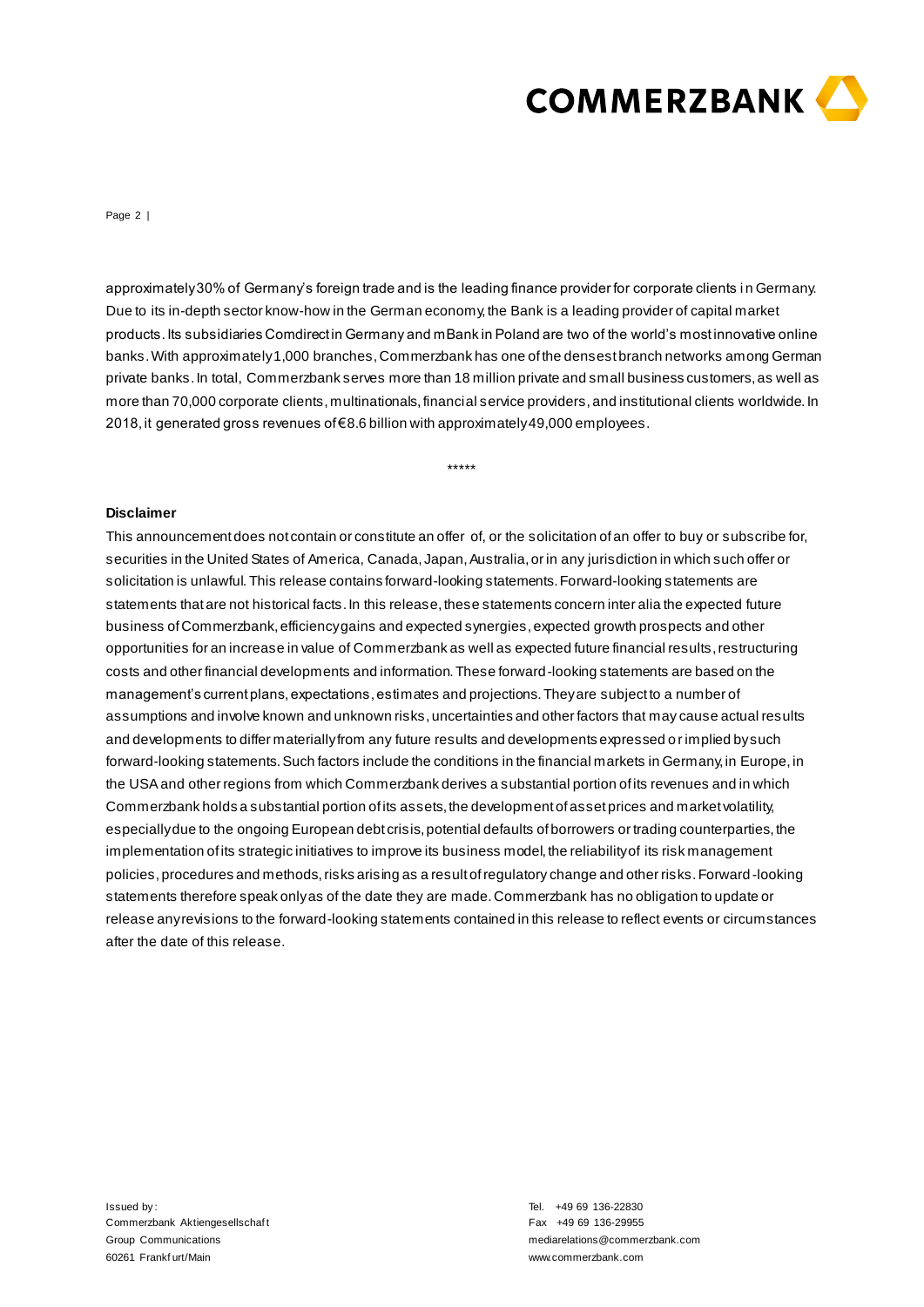approximately 30% of Germany's foreign trade and is the leading finance provider for corporate clients in Germany. Due to its in-depth sector know-how in the German economy, the Bank is a leading provider of capital market products. Its subsidiaries Comdirect in Germany and mBank in Poland are two of the world's most innovative online banks. With approximately 1,000 branches, Commerzbank has one of the densest branch networks among German private banks. In total, Commerzbank serves more than 18 million private and small business customers, as well as more than 70,000 corporate clients, multinationals, financial service providers, and institutional clients worldwide. In 2018, it generated gross revenues of €8.6 billion with approximately 49,000 employees.

*****

**Disclaimer**

This announcement does not contain or constitute an offer of, or the solicitation of an offer to buy or subscribe for, securities in the United States of America, Canada, Japan, Australia, or in any jurisdiction in which such offer or solicitation is unlawful. This release contains forward-looking statements. Forward-looking statements are statements that are not historical facts. In this release, these statements concern inter alia the expected future business of Commerzbank, efficiency gains and expected synergies, expected growth prospects and other opportunities for an increase in value of Commerzbank as well as expected future financial results, restructuring costs and other financial developments and information. These forward-looking statements are based on the management's current plans, expectations, estimates and projections. They are subject to a number of assumptions and involve known and unknown risks, uncertainties and other factors that may cause actual results and developments to differ materially from any future results and developments expressed or implied by such forward-looking statements. Such factors include the conditions in the financial markets in Germany, in Europe, in the USA and other regions from which Commerzbank derives a substantial portion of its revenues and in which Commerzbank holds a substantial portion of its assets, the development of asset prices and market volatility, especially due to the ongoing European debt crisis, potential defaults of borrowers or trading counterparties, the implementation of its strategic initiatives to improve its business model, the reliability of its risk management policies, procedures and methods, risks arising as a result of regulatory change and other risks. Forward-looking statements therefore speak only as of the date they are made. Commerzbank has no obligation to update or release any revisions to the forward-looking statements contained in this release to reflect events or circumstances after the date of this release.

Issued by:
Commerzbank Aktiengesellschaft
Group Communications
60261 Frankfurt/Main

Tel. +49 69 136-22830
Fax +49 69 136-29955
mediarelations@commerzbank.com
www.commerzbank.com